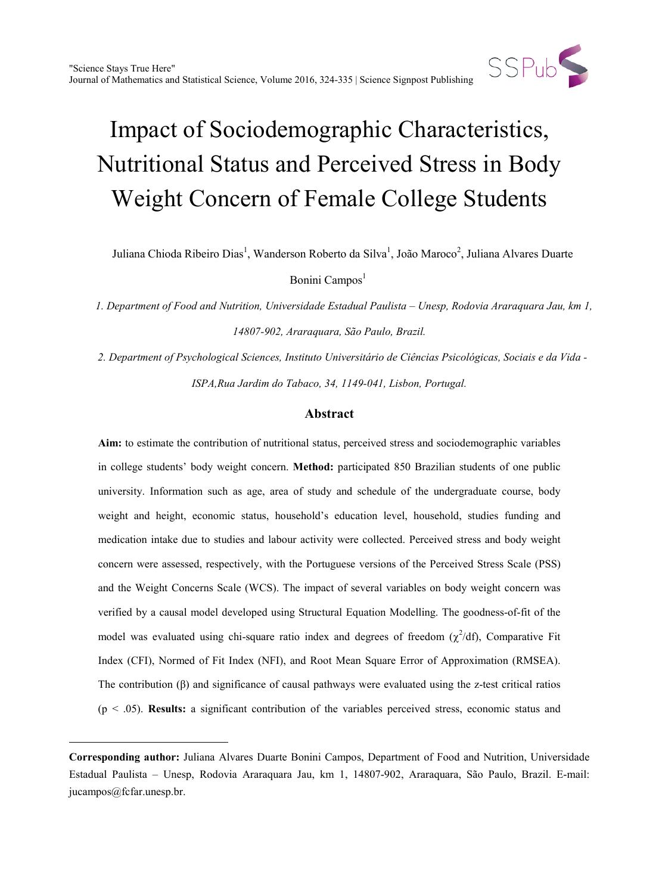# Impact of Sociodemographic Characteristics, Nutritional Status and Perceived Stress in Body Weight Concern of Female College Students

Juliana Chioda Ribeiro Dias[1], Wanderson Roberto da Silva[1], João Maroco[2], Juliana Alvares Duarte Bonini Campos[1]

*1. Department of Food and Nutrition, Universidade Estadual Paulista – Unesp, Rodovia Araraquara Jau, km 1, 14807-902, Araraquara, São Paulo, Brazil.*

*2. Department of Psychological Sciences, Instituto Universitário de Ciências Psicológicas, Sociais e da Vida - ISPA,Rua Jardim do Tabaco, 34, 1149-041, Lisbon, Portugal.*

## Abstract

**Aim:** to estimate the contribution of nutritional status, perceived stress and sociodemographic variables in college students' body weight concern. **Method:** participated 850 Brazilian students of one public university. Information such as age, area of study and schedule of the undergraduate course, body weight and height, economic status, household's education level, household, studies funding and medication intake due to studies and labour activity were collected. Perceived stress and body weight concern were assessed, respectively, with the Portuguese versions of the Perceived Stress Scale (PSS) and the Weight Concerns Scale (WCS). The impact of several variables on body weight concern was verified by a causal model developed using Structural Equation Modelling. The goodness-of-fit of the model was evaluated using chi-square ratio index and degrees of freedom ($\chi^2$/df), Comparative Fit Index (CFI), Normed of Fit Index (NFI), and Root Mean Square Error of Approximation (RMSEA). The contribution ($\beta$) and significance of causal pathways were evaluated using the z-test critical ratios ($p < .05$). **Results:** a significant contribution of the variables perceived stress, economic status and

---

**Corresponding author:** Juliana Alvares Duarte Bonini Campos, Department of Food and Nutrition, Universidade Estadual Paulista – Unesp, Rodovia Araraquara Jau, km 1, 14807-902, Araraquara, São Paulo, Brazil. E-mail: jucampos@fcfar.unesp.br.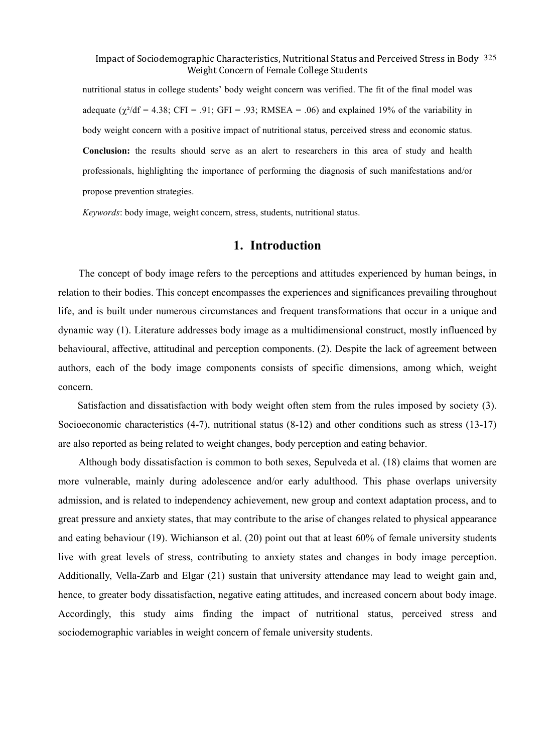nutritional status in college students' body weight concern was verified. The fit of the final model was adequate ($\chi^2$/df = 4.38; CFI = .91; GFI = .93; RMSEA = .06) and explained 19% of the variability in body weight concern with a positive impact of nutritional status, perceived stress and economic status. **Conclusion:** the results should serve as an alert to researchers in this area of study and health professionals, highlighting the importance of performing the diagnosis of such manifestations and/or propose prevention strategies.

*Keywords*: body image, weight concern, stress, students, nutritional status.

## 1. Introduction

The concept of body image refers to the perceptions and attitudes experienced by human beings, in relation to their bodies. This concept encompasses the experiences and significances prevailing throughout life, and is built under numerous circumstances and frequent transformations that occur in a unique and dynamic way (1). Literature addresses body image as a multidimensional construct, mostly influenced by behavioural, affective, attitudinal and perception components. (2). Despite the lack of agreement between authors, each of the body image components consists of specific dimensions, among which, weight concern.

Satisfaction and dissatisfaction with body weight often stem from the rules imposed by society (3). Socioeconomic characteristics (4-7), nutritional status (8-12) and other conditions such as stress (13-17) are also reported as being related to weight changes, body perception and eating behavior.

Although body dissatisfaction is common to both sexes, Sepulveda et al. (18) claims that women are more vulnerable, mainly during adolescence and/or early adulthood. This phase overlaps university admission, and is related to independency achievement, new group and context adaptation process, and to great pressure and anxiety states, that may contribute to the arise of changes related to physical appearance and eating behaviour (19). Wichianson et al. (20) point out that at least 60% of female university students live with great levels of stress, contributing to anxiety states and changes in body image perception. Additionally, Vella-Zarb and Elgar (21) sustain that university attendance may lead to weight gain and, hence, to greater body dissatisfaction, negative eating attitudes, and increased concern about body image. Accordingly, this study aims finding the impact of nutritional status, perceived stress and sociodemographic variables in weight concern of female university students.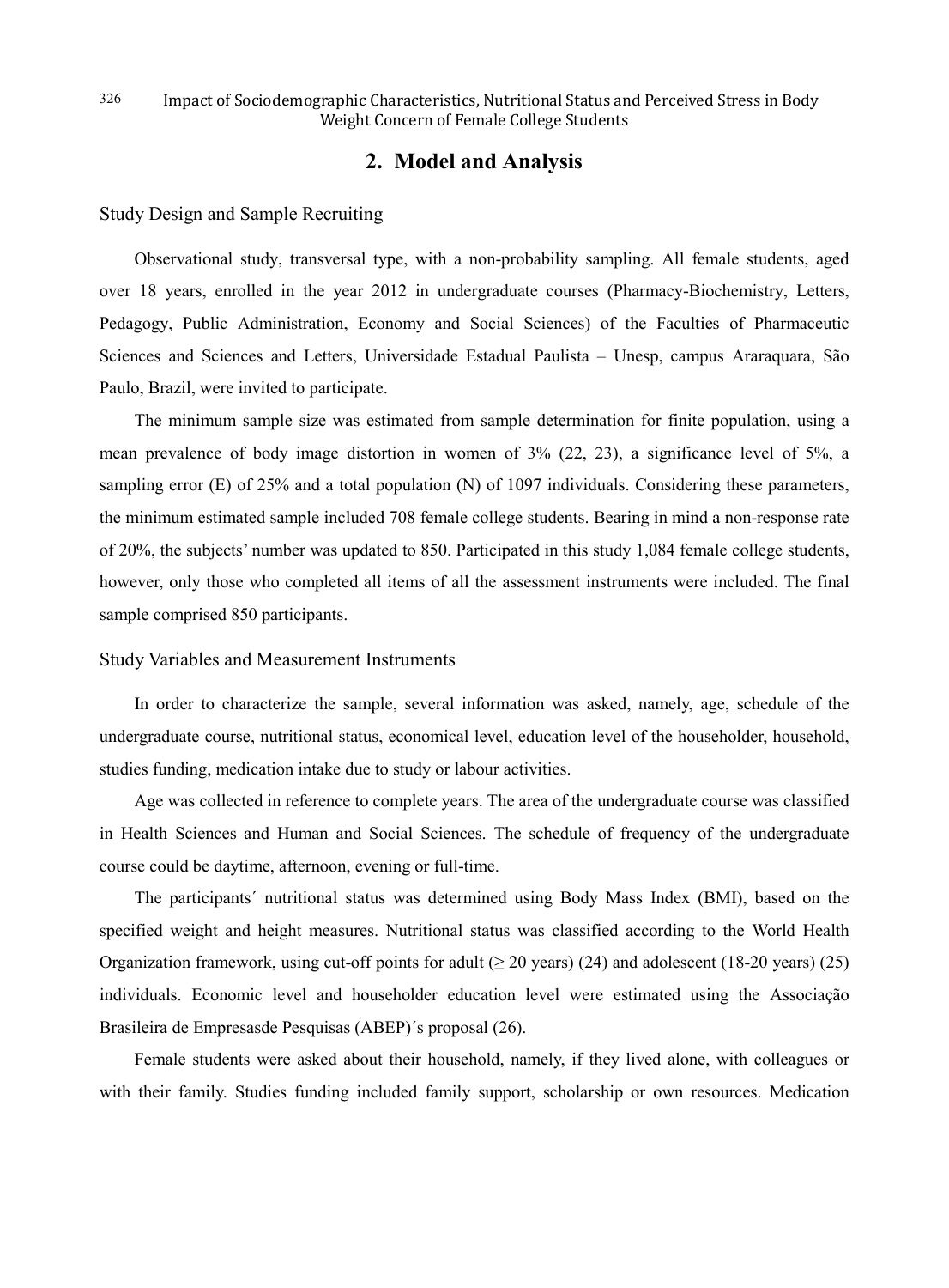## 2. Model and Analysis

### Study Design and Sample Recruiting

Observational study, transversal type, with a non-probability sampling. All female students, aged over 18 years, enrolled in the year 2012 in undergraduate courses (Pharmacy-Biochemistry, Letters, Pedagogy, Public Administration, Economy and Social Sciences) of the Faculties of Pharmaceutic Sciences and Sciences and Letters, Universidade Estadual Paulista – Unesp, campus Araraquara, São Paulo, Brazil, were invited to participate.

The minimum sample size was estimated from sample determination for finite population, using a mean prevalence of body image distortion in women of 3% (22, 23), a significance level of 5%, a sampling error (E) of 25% and a total population (N) of 1097 individuals. Considering these parameters, the minimum estimated sample included 708 female college students. Bearing in mind a non-response rate of 20%, the subjects' number was updated to 850. Participated in this study 1,084 female college students, however, only those who completed all items of all the assessment instruments were included. The final sample comprised 850 participants.

### Study Variables and Measurement Instruments

In order to characterize the sample, several information was asked, namely, age, schedule of the undergraduate course, nutritional status, economical level, education level of the householder, household, studies funding, medication intake due to study or labour activities.

Age was collected in reference to complete years. The area of the undergraduate course was classified in Health Sciences and Human and Social Sciences. The schedule of frequency of the undergraduate course could be daytime, afternoon, evening or full-time.

The participants´ nutritional status was determined using Body Mass Index (BMI), based on the specified weight and height measures. Nutritional status was classified according to the World Health Organization framework, using cut-off points for adult (≥ 20 years) (24) and adolescent (18-20 years) (25) individuals. Economic level and householder education level were estimated using the Associação Brasileira de Empresasde Pesquisas (ABEP)´s proposal (26).

Female students were asked about their household, namely, if they lived alone, with colleagues or with their family. Studies funding included family support, scholarship or own resources. Medication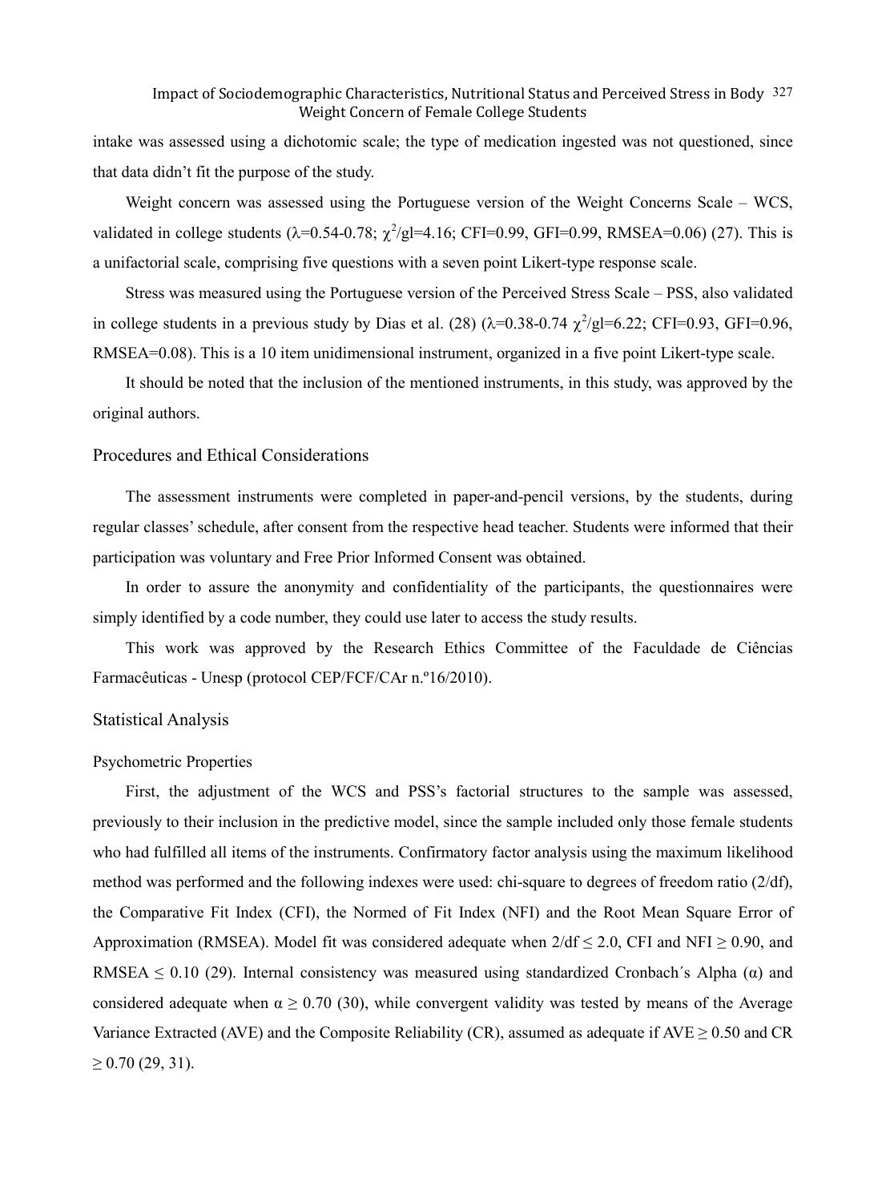intake was assessed using a dichotomic scale; the type of medication ingested was not questioned, since that data didn't fit the purpose of the study.

Weight concern was assessed using the Portuguese version of the Weight Concerns Scale – WCS, validated in college students ($\lambda$=0.54-0.78; $\chi^2$/gl=4.16; CFI=0.99, GFI=0.99, RMSEA=0.06) (27). This is a unifactorial scale, comprising five questions with a seven point Likert-type response scale.

Stress was measured using the Portuguese version of the Perceived Stress Scale – PSS, also validated in college students in a previous study by Dias et al. (28) ($\lambda$=0.38-0.74 $\chi^2$/gl=6.22; CFI=0.93, GFI=0.96, RMSEA=0.08). This is a 10 item unidimensional instrument, organized in a five point Likert-type scale.

It should be noted that the inclusion of the mentioned instruments, in this study, was approved by the original authors.

## Procedures and Ethical Considerations

The assessment instruments were completed in paper-and-pencil versions, by the students, during regular classes' schedule, after consent from the respective head teacher. Students were informed that their participation was voluntary and Free Prior Informed Consent was obtained.

In order to assure the anonymity and confidentiality of the participants, the questionnaires were simply identified by a code number, they could use later to access the study results.

This work was approved by the Research Ethics Committee of the Faculdade de Ciências Farmacêuticas - Unesp (protocol CEP/FCF/CAr n.º16/2010).

## Statistical Analysis

### Psychometric Properties

First, the adjustment of the WCS and PSS's factorial structures to the sample was assessed, previously to their inclusion in the predictive model, since the sample included only those female students who had fulfilled all items of the instruments. Confirmatory factor analysis using the maximum likelihood method was performed and the following indexes were used: chi-square to degrees of freedom ratio (2/df), the Comparative Fit Index (CFI), the Normed of Fit Index (NFI) and the Root Mean Square Error of Approximation (RMSEA). Model fit was considered adequate when 2/df $\leq$ 2.0, CFI and NFI $\geq$ 0.90, and RMSEA $\leq$ 0.10 (29). Internal consistency was measured using standardized Cronbach´s Alpha ($\alpha$) and considered adequate when $\alpha \geq 0.70$ (30), while convergent validity was tested by means of the Average Variance Extracted (AVE) and the Composite Reliability (CR), assumed as adequate if AVE $\geq$ 0.50 and CR $\geq$ 0.70 (29, 31).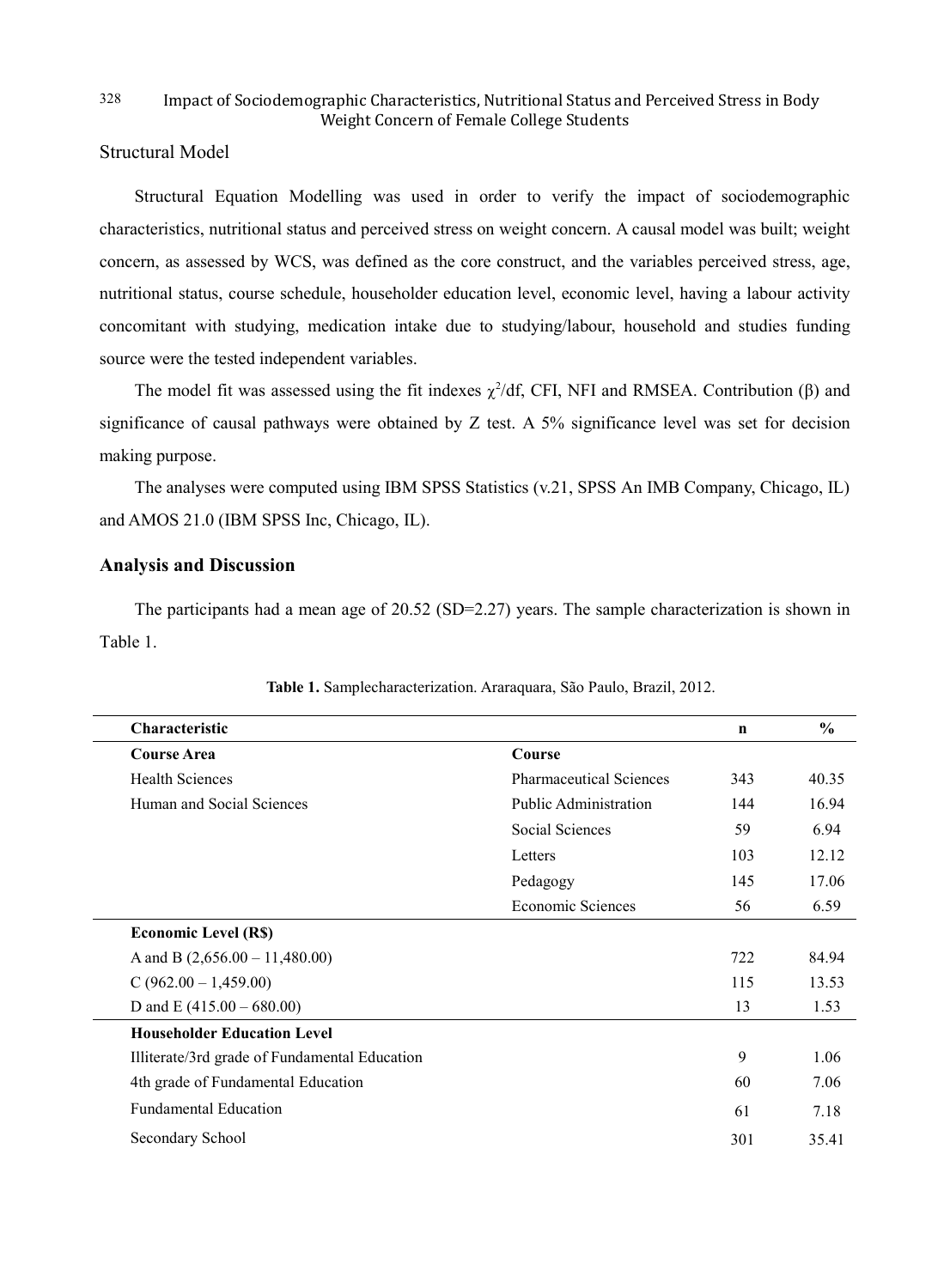### Structural Model

Structural Equation Modelling was used in order to verify the impact of sociodemographic characteristics, nutritional status and perceived stress on weight concern. A causal model was built; weight concern, as assessed by WCS, was defined as the core construct, and the variables perceived stress, age, nutritional status, course schedule, householder education level, economic level, having a labour activity concomitant with studying, medication intake due to studying/labour, household and studies funding source were the tested independent variables.

The model fit was assessed using the fit indexes $\chi^2$/df, CFI, NFI and RMSEA. Contribution (β) and significance of causal pathways were obtained by Z test. A 5% significance level was set for decision making purpose.

The analyses were computed using IBM SPSS Statistics (v.21, SPSS An IMB Company, Chicago, IL) and AMOS 21.0 (IBM SPSS Inc, Chicago, IL).

## Analysis and Discussion

The participants had a mean age of 20.52 (SD=2.27) years. The sample characterization is shown in Table 1.

**Table 1.** Samplecharacterization. Araraquara, São Paulo, Brazil, 2012.

| Characteristic | | n | % |
|---|---|---|---|
| **Course Area** | **Course** | | |
| Health Sciences | Pharmaceutical Sciences | 343 | 40.35 |
| Human and Social Sciences | Public Administration | 144 | 16.94 |
| | Social Sciences | 59 | 6.94 |
| | Letters | 103 | 12.12 |
| | Pedagogy | 145 | 17.06 |
| | Economic Sciences | 56 | 6.59 |
| **Economic Level (R$)** | | | |
| A and B (2,656.00 – 11,480.00) | | 722 | 84.94 |
| C (962.00 – 1,459.00) | | 115 | 13.53 |
| D and E (415.00 – 680.00) | | 13 | 1.53 |
| **Householder Education Level** | | | |
| Illiterate/3rd grade of Fundamental Education | | 9 | 1.06 |
| 4th grade of Fundamental Education | | 60 | 7.06 |
| Fundamental Education | | 61 | 7.18 |
| Secondary School | | 301 | 35.41 |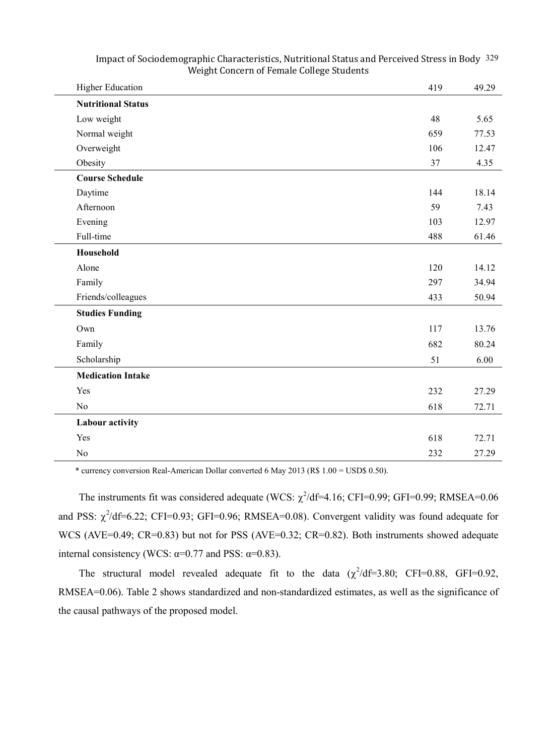| | | |
|---|---|---|
| Higher Education | 419 | 49.29 |
| **Nutritional Status** | | |
| Low weight | 48 | 5.65 |
| Normal weight | 659 | 77.53 |
| Overweight | 106 | 12.47 |
| Obesity | 37 | 4.35 |
| **Course Schedule** | | |
| Daytime | 144 | 18.14 |
| Afternoon | 59 | 7.43 |
| Evening | 103 | 12.97 |
| Full-time | 488 | 61.46 |
| **Household** | | |
| Alone | 120 | 14.12 |
| Family | 297 | 34.94 |
| Friends/colleagues | 433 | 50.94 |
| **Studies Funding** | | |
| Own | 117 | 13.76 |
| Family | 682 | 80.24 |
| Scholarship | 51 | 6.00 |
| **Medication Intake** | | |
| Yes | 232 | 27.29 |
| No | 618 | 72.71 |
| **Labour activity** | | |
| Yes | 618 | 72.71 |
| No | 232 | 27.29 |

* currency conversion Real-American Dollar converted 6 May 2013 (R$ 1.00 = USD$ 0.50).

The instruments fit was considered adequate (WCS: $\chi^2$/df=4.16; CFI=0.99; GFI=0.99; RMSEA=0.06 and PSS: $\chi^2$/df=6.22; CFI=0.93; GFI=0.96; RMSEA=0.08). Convergent validity was found adequate for WCS (AVE=0.49; CR=0.83) but not for PSS (AVE=0.32; CR=0.82). Both instruments showed adequate internal consistency (WCS: $\alpha$=0.77 and PSS: $\alpha$=0.83).

The structural model revealed adequate fit to the data ($\chi^2$/df=3.80; CFI=0.88, GFI=0.92, RMSEA=0.06). Table 2 shows standardized and non-standardized estimates, as well as the significance of the causal pathways of the proposed model.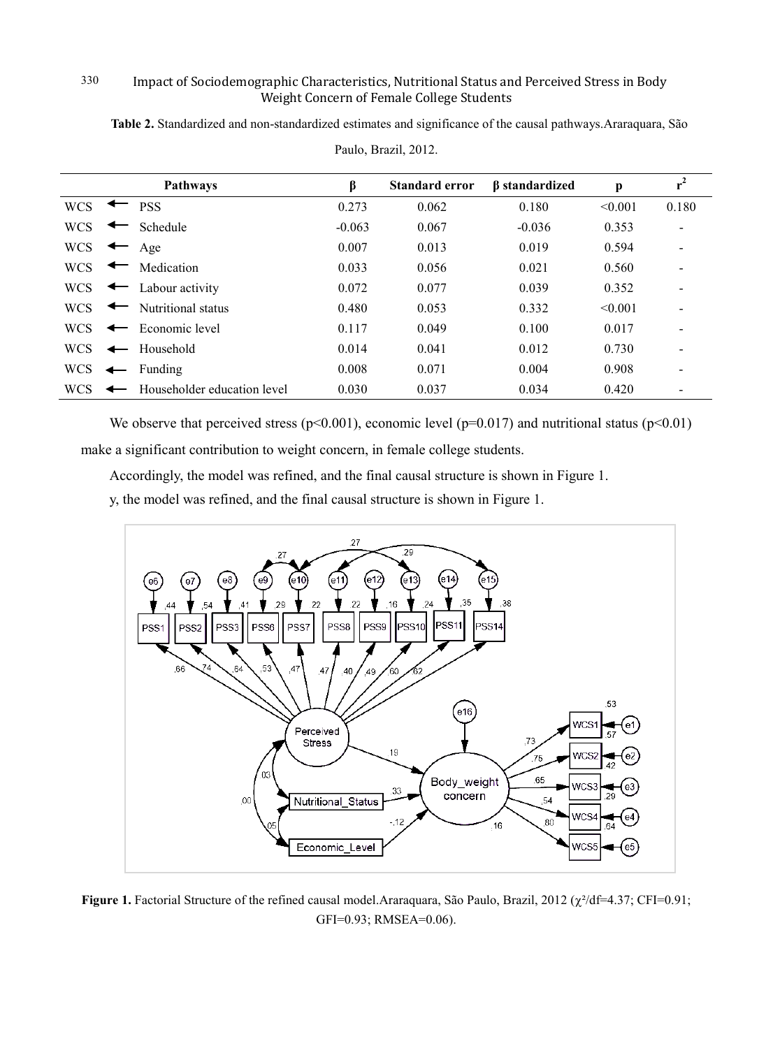**Table 2.** Standardized and non-standardized estimates and significance of the causal pathways.Araraquara, São Paulo, Brazil, 2012.

| Pathways | | | β | Standard error | β standardized | p | $r^2$ |
|---|---|---|---|---|---|---|---|
| WCS | ← | PSS | 0.273 | 0.062 | 0.180 | <0.001 | 0.180 |
| WCS | ← | Schedule | -0.063 | 0.067 | -0.036 | 0.353 | - |
| WCS | ← | Age | 0.007 | 0.013 | 0.019 | 0.594 | - |
| WCS | ← | Medication | 0.033 | 0.056 | 0.021 | 0.560 | - |
| WCS | ← | Labour activity | 0.072 | 0.077 | 0.039 | 0.352 | - |
| WCS | ← | Nutritional status | 0.480 | 0.053 | 0.332 | <0.001 | - |
| WCS | ← | Economic level | 0.117 | 0.049 | 0.100 | 0.017 | - |
| WCS | ← | Household | 0.014 | 0.041 | 0.012 | 0.730 | - |
| WCS | ← | Funding | 0.008 | 0.071 | 0.004 | 0.908 | - |
| WCS | ← | Householder education level | 0.030 | 0.037 | 0.034 | 0.420 | - |

We observe that perceived stress ($p<0.001$), economic level ($p=0.017$) and nutritional status ($p<0.01$) make a significant contribution to weight concern, in female college students.

Accordingly, the model was refined, and the final causal structure is shown in Figure 1.

y, the model was refined, and the final causal structure is shown in Figure 1.

**Figure 1.** Factorial Structure of the refined causal model.Araraquara, São Paulo, Brazil, 2012 ($\chi^2$/df=4.37; CFI=0.91; GFI=0.93; RMSEA=0.06).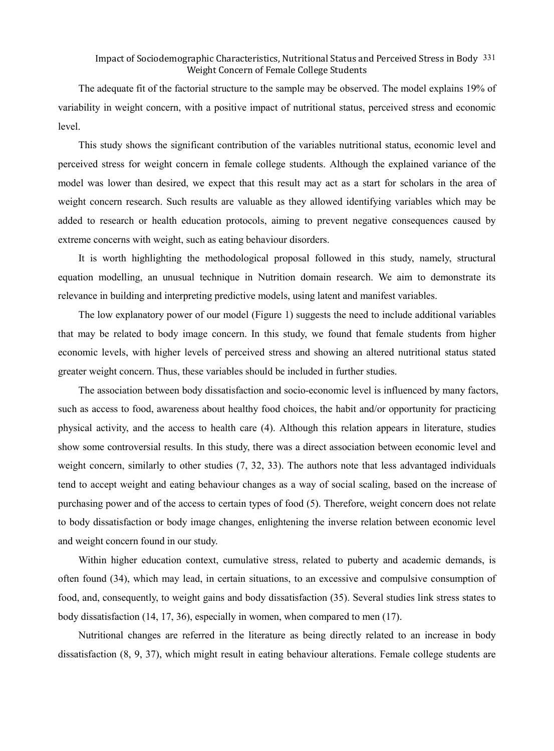The adequate fit of the factorial structure to the sample may be observed. The model explains 19% of variability in weight concern, with a positive impact of nutritional status, perceived stress and economic level.

This study shows the significant contribution of the variables nutritional status, economic level and perceived stress for weight concern in female college students. Although the explained variance of the model was lower than desired, we expect that this result may act as a start for scholars in the area of weight concern research. Such results are valuable as they allowed identifying variables which may be added to research or health education protocols, aiming to prevent negative consequences caused by extreme concerns with weight, such as eating behaviour disorders.

It is worth highlighting the methodological proposal followed in this study, namely, structural equation modelling, an unusual technique in Nutrition domain research. We aim to demonstrate its relevance in building and interpreting predictive models, using latent and manifest variables.

The low explanatory power of our model (Figure 1) suggests the need to include additional variables that may be related to body image concern. In this study, we found that female students from higher economic levels, with higher levels of perceived stress and showing an altered nutritional status stated greater weight concern. Thus, these variables should be included in further studies.

The association between body dissatisfaction and socio-economic level is influenced by many factors, such as access to food, awareness about healthy food choices, the habit and/or opportunity for practicing physical activity, and the access to health care (4). Although this relation appears in literature, studies show some controversial results. In this study, there was a direct association between economic level and weight concern, similarly to other studies (7, 32, 33). The authors note that less advantaged individuals tend to accept weight and eating behaviour changes as a way of social scaling, based on the increase of purchasing power and of the access to certain types of food (5). Therefore, weight concern does not relate to body dissatisfaction or body image changes, enlightening the inverse relation between economic level and weight concern found in our study.

Within higher education context, cumulative stress, related to puberty and academic demands, is often found (34), which may lead, in certain situations, to an excessive and compulsive consumption of food, and, consequently, to weight gains and body dissatisfaction (35). Several studies link stress states to body dissatisfaction (14, 17, 36), especially in women, when compared to men (17).

Nutritional changes are referred in the literature as being directly related to an increase in body dissatisfaction (8, 9, 37), which might result in eating behaviour alterations. Female college students are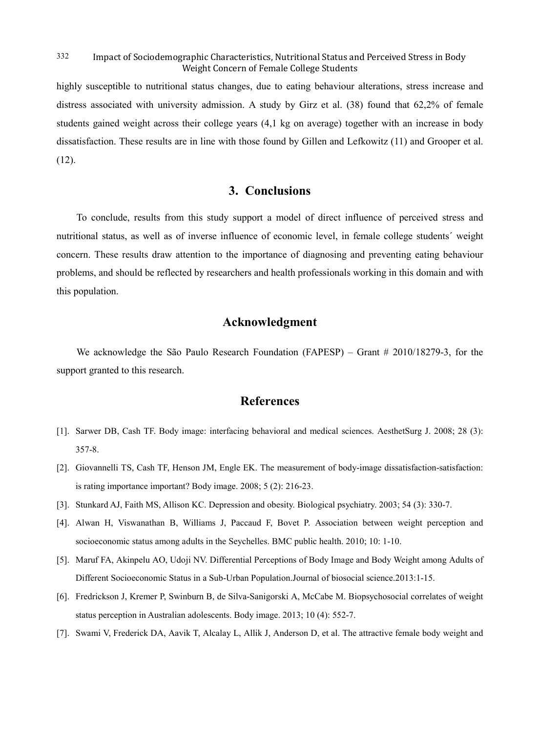highly susceptible to nutritional status changes, due to eating behaviour alterations, stress increase and distress associated with university admission. A study by Girz et al. (38) found that 62,2% of female students gained weight across their college years (4,1 kg on average) together with an increase in body dissatisfaction. These results are in line with those found by Gillen and Lefkowitz (11) and Grooper et al. (12).

## 3. Conclusions

To conclude, results from this study support a model of direct influence of perceived stress and nutritional status, as well as of inverse influence of economic level, in female college students´ weight concern. These results draw attention to the importance of diagnosing and preventing eating behaviour problems, and should be reflected by researchers and health professionals working in this domain and with this population.

## Acknowledgment

We acknowledge the São Paulo Research Foundation (FAPESP) – Grant # 2010/18279-3, for the support granted to this research.

## References

[1]. Sarwer DB, Cash TF. Body image: interfacing behavioral and medical sciences. AesthetSurg J. 2008; 28 (3): 357-8.

[2]. Giovannelli TS, Cash TF, Henson JM, Engle EK. The measurement of body-image dissatisfaction-satisfaction: is rating importance important? Body image. 2008; 5 (2): 216-23.

[3]. Stunkard AJ, Faith MS, Allison KC. Depression and obesity. Biological psychiatry. 2003; 54 (3): 330-7.

[4]. Alwan H, Viswanathan B, Williams J, Paccaud F, Bovet P. Association between weight perception and socioeconomic status among adults in the Seychelles. BMC public health. 2010; 10: 1-10.

[5]. Maruf FA, Akinpelu AO, Udoji NV. Differential Perceptions of Body Image and Body Weight among Adults of Different Socioeconomic Status in a Sub-Urban Population.Journal of biosocial science.2013:1-15.

[6]. Fredrickson J, Kremer P, Swinburn B, de Silva-Sanigorski A, McCabe M. Biopsychosocial correlates of weight status perception in Australian adolescents. Body image. 2013; 10 (4): 552-7.

[7]. Swami V, Frederick DA, Aavik T, Alcalay L, Allik J, Anderson D, et al. The attractive female body weight and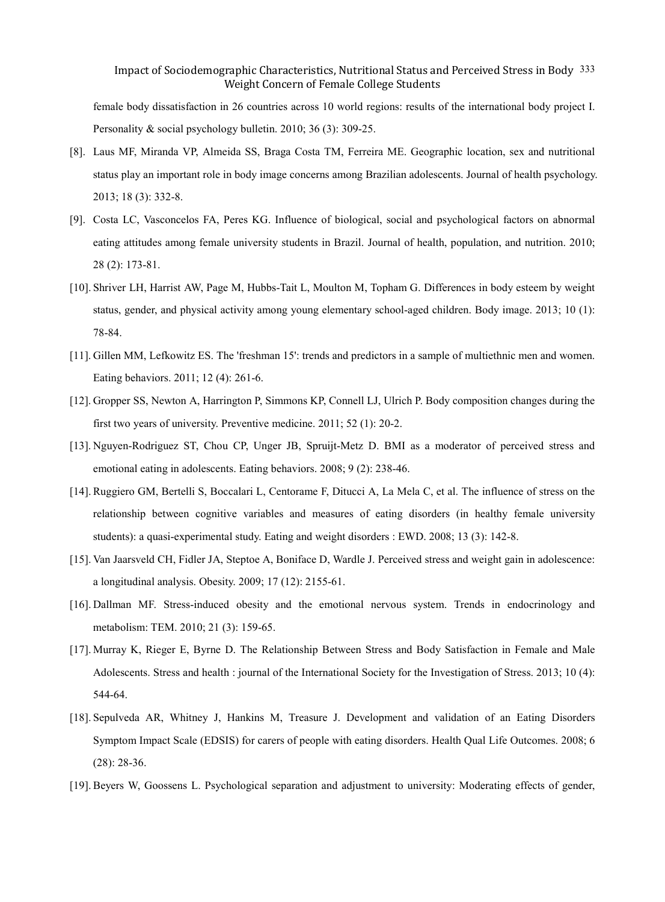female body dissatisfaction in 26 countries across 10 world regions: results of the international body project I. Personality & social psychology bulletin. 2010; 36 (3): 309-25.

[8]. Laus MF, Miranda VP, Almeida SS, Braga Costa TM, Ferreira ME. Geographic location, sex and nutritional status play an important role in body image concerns among Brazilian adolescents. Journal of health psychology. 2013; 18 (3): 332-8.

[9]. Costa LC, Vasconcelos FA, Peres KG. Influence of biological, social and psychological factors on abnormal eating attitudes among female university students in Brazil. Journal of health, population, and nutrition. 2010; 28 (2): 173-81.

[10]. Shriver LH, Harrist AW, Page M, Hubbs-Tait L, Moulton M, Topham G. Differences in body esteem by weight status, gender, and physical activity among young elementary school-aged children. Body image. 2013; 10 (1): 78-84.

[11]. Gillen MM, Lefkowitz ES. The 'freshman 15': trends and predictors in a sample of multiethnic men and women. Eating behaviors. 2011; 12 (4): 261-6.

[12]. Gropper SS, Newton A, Harrington P, Simmons KP, Connell LJ, Ulrich P. Body composition changes during the first two years of university. Preventive medicine. 2011; 52 (1): 20-2.

[13]. Nguyen-Rodriguez ST, Chou CP, Unger JB, Spruijt-Metz D. BMI as a moderator of perceived stress and emotional eating in adolescents. Eating behaviors. 2008; 9 (2): 238-46.

[14]. Ruggiero GM, Bertelli S, Boccalari L, Centorame F, Ditucci A, La Mela C, et al. The influence of stress on the relationship between cognitive variables and measures of eating disorders (in healthy female university students): a quasi-experimental study. Eating and weight disorders : EWD. 2008; 13 (3): 142-8.

[15]. Van Jaarsveld CH, Fidler JA, Steptoe A, Boniface D, Wardle J. Perceived stress and weight gain in adolescence: a longitudinal analysis. Obesity. 2009; 17 (12): 2155-61.

[16]. Dallman MF. Stress-induced obesity and the emotional nervous system. Trends in endocrinology and metabolism: TEM. 2010; 21 (3): 159-65.

[17]. Murray K, Rieger E, Byrne D. The Relationship Between Stress and Body Satisfaction in Female and Male Adolescents. Stress and health : journal of the International Society for the Investigation of Stress. 2013; 10 (4): 544-64.

[18]. Sepulveda AR, Whitney J, Hankins M, Treasure J. Development and validation of an Eating Disorders Symptom Impact Scale (EDSIS) for carers of people with eating disorders. Health Qual Life Outcomes. 2008; 6 (28): 28-36.

[19]. Beyers W, Goossens L. Psychological separation and adjustment to university: Moderating effects of gender,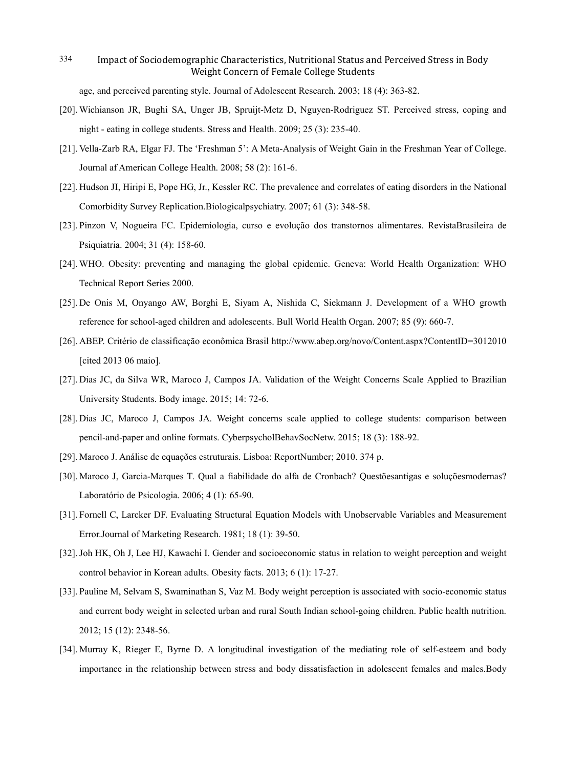age, and perceived parenting style. Journal of Adolescent Research. 2003; 18 (4): 363-82.

[20]. Wichianson JR, Bughi SA, Unger JB, Spruijt-Metz D, Nguyen-Rodriguez ST. Perceived stress, coping and night - eating in college students. Stress and Health. 2009; 25 (3): 235-40.

[21]. Vella-Zarb RA, Elgar FJ. The 'Freshman 5': A Meta-Analysis of Weight Gain in the Freshman Year of College. Journal af American College Health. 2008; 58 (2): 161-6.

[22]. Hudson JI, Hiripi E, Pope HG, Jr., Kessler RC. The prevalence and correlates of eating disorders in the National Comorbidity Survey Replication.Biologicalpsychiatry. 2007; 61 (3): 348-58.

[23]. Pinzon V, Nogueira FC. Epidemiologia, curso e evolução dos transtornos alimentares. RevistaBrasileira de Psiquiatria. 2004; 31 (4): 158-60.

[24]. WHO. Obesity: preventing and managing the global epidemic. Geneva: World Health Organization: WHO Technical Report Series 2000.

[25]. De Onis M, Onyango AW, Borghi E, Siyam A, Nishida C, Siekmann J. Development of a WHO growth reference for school-aged children and adolescents. Bull World Health Organ. 2007; 85 (9): 660-7.

[26]. ABEP. Critério de classificação econômica Brasil http://www.abep.org/novo/Content.aspx?ContentID=3012010 [cited 2013 06 maio].

[27]. Dias JC, da Silva WR, Maroco J, Campos JA. Validation of the Weight Concerns Scale Applied to Brazilian University Students. Body image. 2015; 14: 72-6.

[28]. Dias JC, Maroco J, Campos JA. Weight concerns scale applied to college students: comparison between pencil-and-paper and online formats. CyberpsycholBehavSocNetw. 2015; 18 (3): 188-92.

[29]. Maroco J. Análise de equações estruturais. Lisboa: ReportNumber; 2010. 374 p.

[30]. Maroco J, Garcia-Marques T. Qual a fiabilidade do alfa de Cronbach? Questõesantigas e soluçõesmodernas? Laboratório de Psicologia. 2006; 4 (1): 65-90.

[31]. Fornell C, Larcker DF. Evaluating Structural Equation Models with Unobservable Variables and Measurement Error.Journal of Marketing Research. 1981; 18 (1): 39-50.

[32]. Joh HK, Oh J, Lee HJ, Kawachi I. Gender and socioeconomic status in relation to weight perception and weight control behavior in Korean adults. Obesity facts. 2013; 6 (1): 17-27.

[33]. Pauline M, Selvam S, Swaminathan S, Vaz M. Body weight perception is associated with socio-economic status and current body weight in selected urban and rural South Indian school-going children. Public health nutrition. 2012; 15 (12): 2348-56.

[34]. Murray K, Rieger E, Byrne D. A longitudinal investigation of the mediating role of self-esteem and body importance in the relationship between stress and body dissatisfaction in adolescent females and males.Body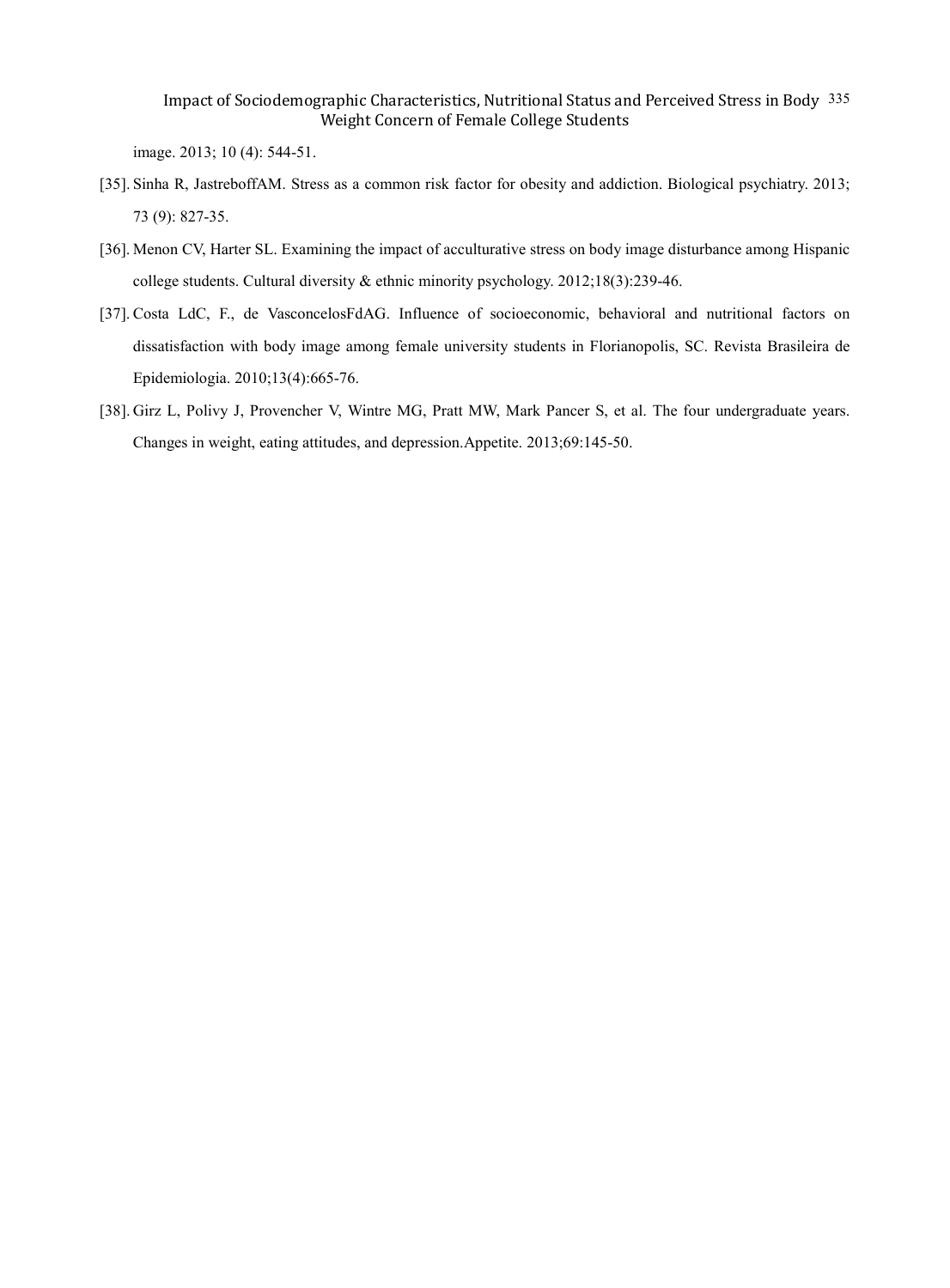image. 2013; 10 (4): 544-51.

[35]. Sinha R, JastreboffAM. Stress as a common risk factor for obesity and addiction. Biological psychiatry. 2013; 73 (9): 827-35.

[36]. Menon CV, Harter SL. Examining the impact of acculturative stress on body image disturbance among Hispanic college students. Cultural diversity & ethnic minority psychology. 2012;18(3):239-46.

[37]. Costa LdC, F., de VasconcelosFdAG. Influence of socioeconomic, behavioral and nutritional factors on dissatisfaction with body image among female university students in Florianopolis, SC. Revista Brasileira de Epidemiologia. 2010;13(4):665-76.

[38]. Girz L, Polivy J, Provencher V, Wintre MG, Pratt MW, Mark Pancer S, et al. The four undergraduate years. Changes in weight, eating attitudes, and depression.Appetite. 2013;69:145-50.